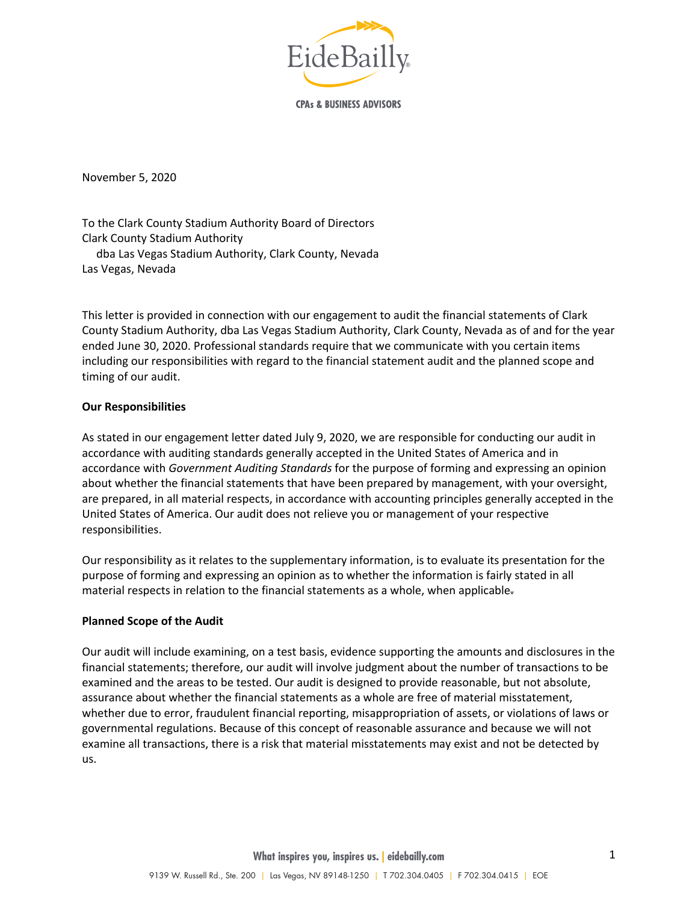November 5, 2020

To the Clark County Stadium Authority Board of Directors
Clark County Stadium Authority
dba Las Vegas Stadium Authority, Clark County, Nevada
Las Vegas, Nevada

This letter is provided in connection with our engagement to audit the financial statements of Clark County Stadium Authority, dba Las Vegas Stadium Authority, Clark County, Nevada as of and for the year ended June 30, 2020. Professional standards require that we communicate with you certain items including our responsibilities with regard to the financial statement audit and the planned scope and timing of our audit.

**Our Responsibilities**

As stated in our engagement letter dated July 9, 2020, we are responsible for conducting our audit in accordance with auditing standards generally accepted in the United States of America and in accordance with *Government Auditing Standards* for the purpose of forming and expressing an opinion about whether the financial statements that have been prepared by management, with your oversight, are prepared, in all material respects, in accordance with accounting principles generally accepted in the United States of America. Our audit does not relieve you or management of your respective responsibilities.

Our responsibility as it relates to the supplementary information, is to evaluate its presentation for the purpose of forming and expressing an opinion as to whether the information is fairly stated in all material respects in relation to the financial statements as a whole, when applicable.

**Planned Scope of the Audit**

Our audit will include examining, on a test basis, evidence supporting the amounts and disclosures in the financial statements; therefore, our audit will involve judgment about the number of transactions to be examined and the areas to be tested. Our audit is designed to provide reasonable, but not absolute, assurance about whether the financial statements as a whole are free of material misstatement, whether due to error, fraudulent financial reporting, misappropriation of assets, or violations of laws or governmental regulations. Because of this concept of reasonable assurance and because we will not examine all transactions, there is a risk that material misstatements may exist and not be detected by us.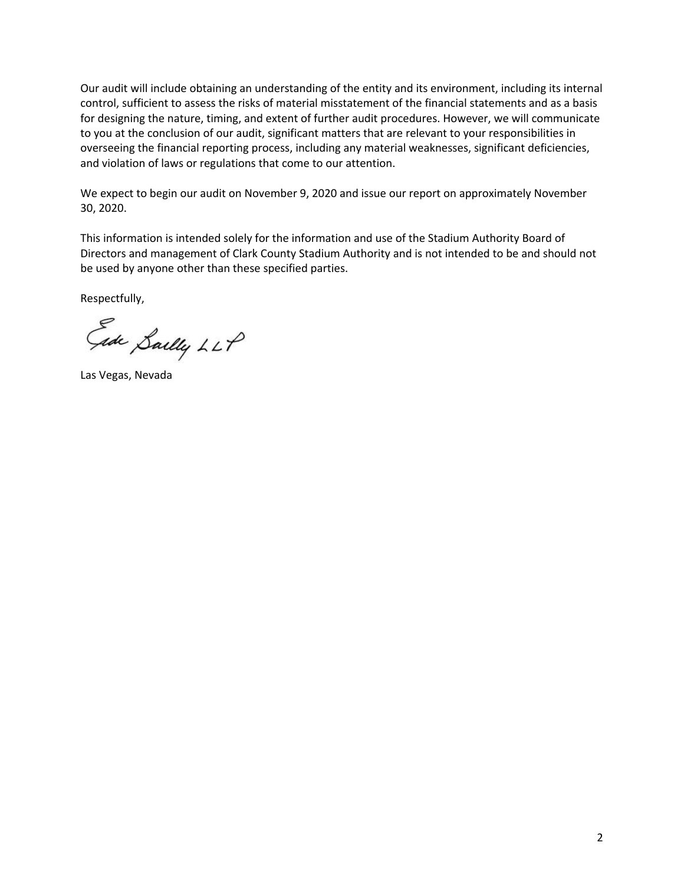Our audit will include obtaining an understanding of the entity and its environment, including its internal control, sufficient to assess the risks of material misstatement of the financial statements and as a basis for designing the nature, timing, and extent of further audit procedures. However, we will communicate to you at the conclusion of our audit, significant matters that are relevant to your responsibilities in overseeing the financial reporting process, including any material weaknesses, significant deficiencies, and violation of laws or regulations that come to our attention.

We expect to begin our audit on November 9, 2020 and issue our report on approximately November 30, 2020.

This information is intended solely for the information and use of the Stadium Authority Board of Directors and management of Clark County Stadium Authority and is not intended to be and should not be used by anyone other than these specified parties.

Respectfully,

Eide Bailly LLP

Las Vegas, Nevada